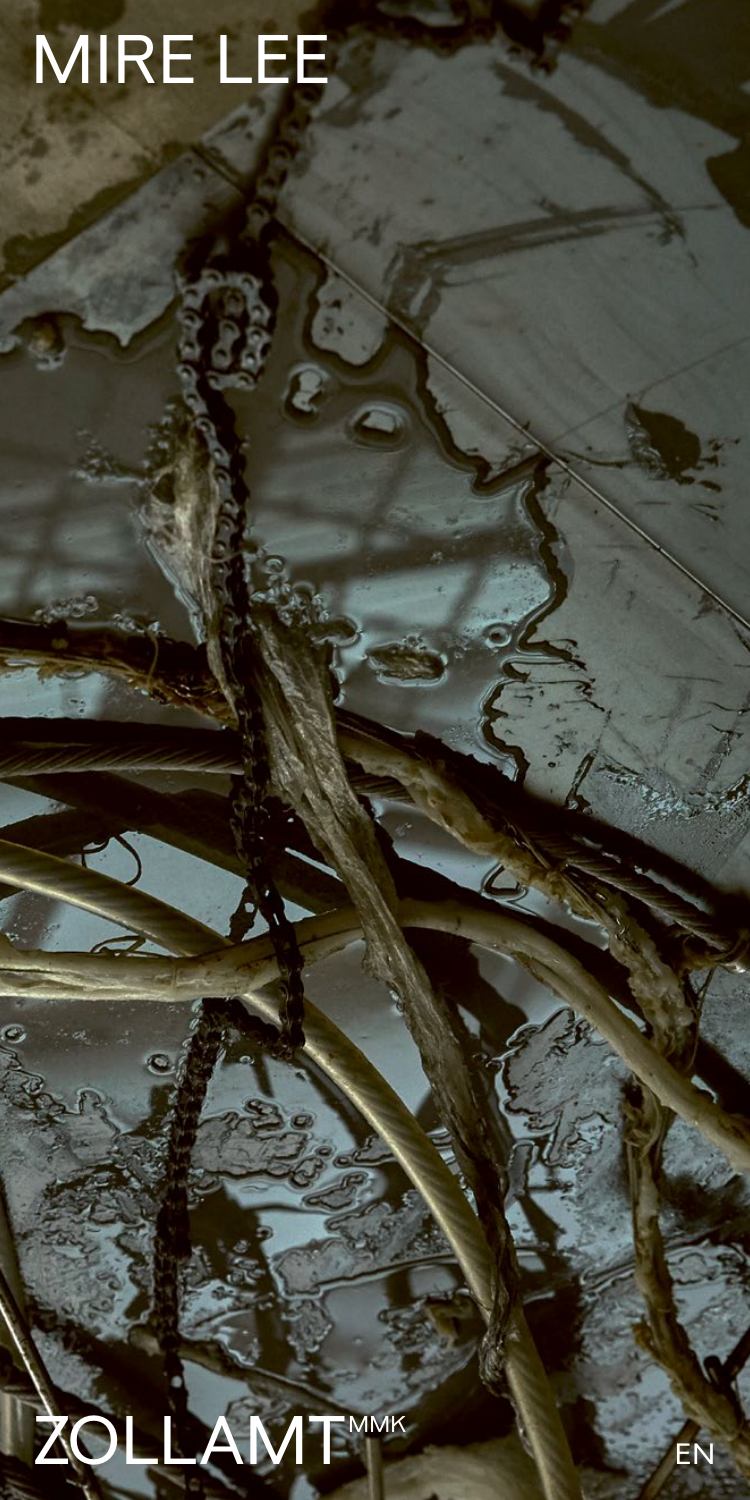# MIRE LEE

ZOLLAMT[MMK]

EN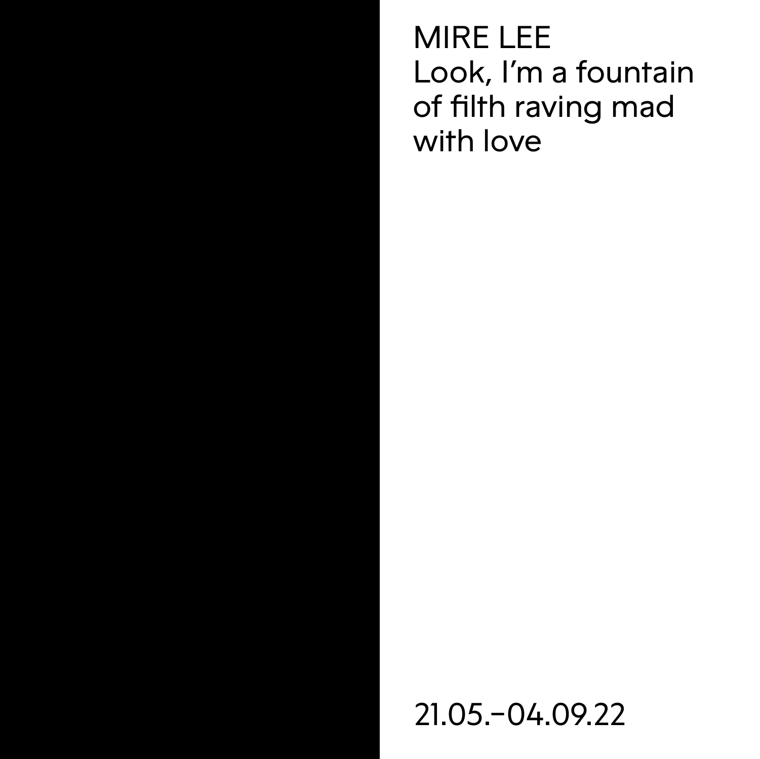MIRE LEE

Look, I'm a fountain of filth raving mad with love

21.05.–04.09.22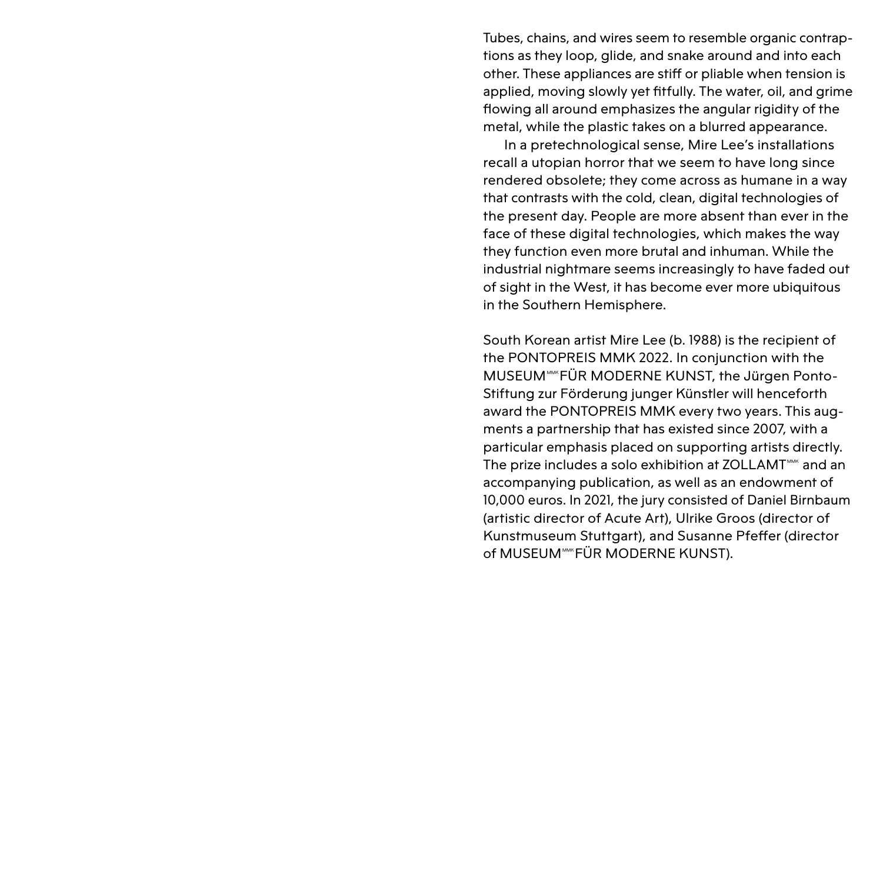Tubes, chains, and wires seem to resemble organic contraptions as they loop, glide, and snake around and into each other. These appliances are stiff or pliable when tension is applied, moving slowly yet fitfully. The water, oil, and grime flowing all around emphasizes the angular rigidity of the metal, while the plastic takes on a blurred appearance.

In a pretechnological sense, Mire Lee's installations recall a utopian horror that we seem to have long since rendered obsolete; they come across as humane in a way that contrasts with the cold, clean, digital technologies of the present day. People are more absent than ever in the face of these digital technologies, which makes the way they function even more brutal and inhuman. While the industrial nightmare seems increasingly to have faded out of sight in the West, it has become ever more ubiquitous in the Southern Hemisphere.

South Korean artist Mire Lee (b. 1988) is the recipient of the PONTOPREIS MMK 2022. In conjunction with the MUSEUM MMK FÜR MODERNE KUNST, the Jürgen Ponto-Stiftung zur Förderung junger Künstler will henceforth award the PONTOPREIS MMK every two years. This augments a partnership that has existed since 2007, with a particular emphasis placed on supporting artists directly. The prize includes a solo exhibition at ZOLLAMT MMK and an accompanying publication, as well as an endowment of 10,000 euros. In 2021, the jury consisted of Daniel Birnbaum (artistic director of Acute Art), Ulrike Groos (director of Kunstmuseum Stuttgart), and Susanne Pfeffer (director of MUSEUM MMK FÜR MODERNE KUNST).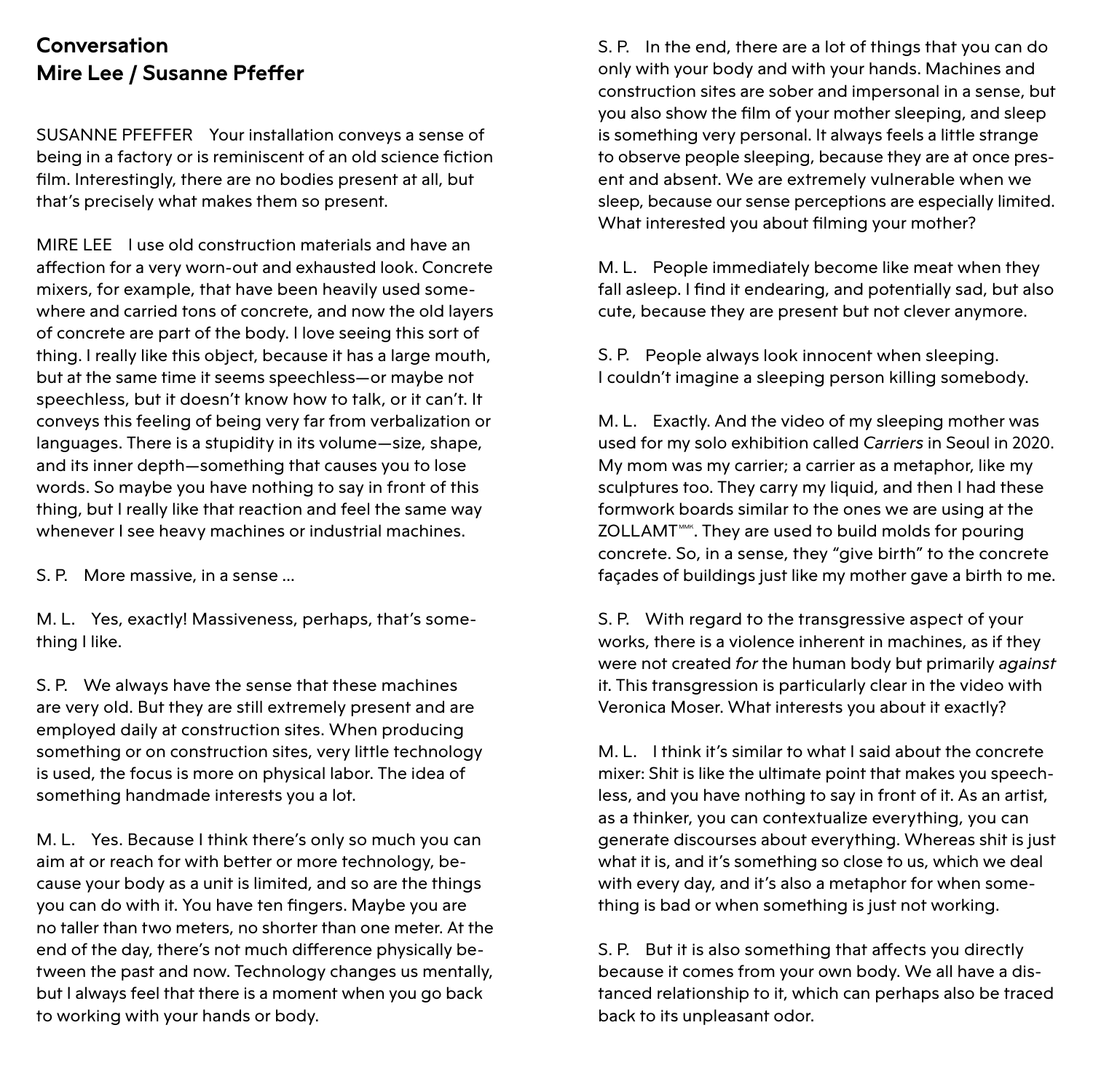## Conversation
## Mire Lee / Susanne Pfeffer

SUSANNE PFEFFER Your installation conveys a sense of being in a factory or is reminiscent of an old science fiction film. Interestingly, there are no bodies present at all, but that's precisely what makes them so present.

MIRE LEE I use old construction materials and have an affection for a very worn-out and exhausted look. Concrete mixers, for example, that have been heavily used somewhere and carried tons of concrete, and now the old layers of concrete are part of the body. I love seeing this sort of thing. I really like this object, because it has a large mouth, but at the same time it seems speechless—or maybe not speechless, but it doesn't know how to talk, or it can't. It conveys this feeling of being very far from verbalization or languages. There is a stupidity in its volume—size, shape, and its inner depth—something that causes you to lose words. So maybe you have nothing to say in front of this thing, but I really like that reaction and feel the same way whenever I see heavy machines or industrial machines.

S. P. More massive, in a sense …

M. L. Yes, exactly! Massiveness, perhaps, that's something I like.

S. P. We always have the sense that these machines are very old. But they are still extremely present and are employed daily at construction sites. When producing something or on construction sites, very little technology is used, the focus is more on physical labor. The idea of something handmade interests you a lot.

M. L. Yes. Because I think there's only so much you can aim at or reach for with better or more technology, because your body as a unit is limited, and so are the things you can do with it. You have ten fingers. Maybe you are no taller than two meters, no shorter than one meter. At the end of the day, there's not much difference physically between the past and now. Technology changes us mentally, but I always feel that there is a moment when you go back to working with your hands or body.

S. P. In the end, there are a lot of things that you can do only with your body and with your hands. Machines and construction sites are sober and impersonal in a sense, but you also show the film of your mother sleeping, and sleep is something very personal. It always feels a little strange to observe people sleeping, because they are at once present and absent. We are extremely vulnerable when we sleep, because our sense perceptions are especially limited. What interested you about filming your mother?

M. L. People immediately become like meat when they fall asleep. I find it endearing, and potentially sad, but also cute, because they are present but not clever anymore.

S. P. People always look innocent when sleeping. I couldn't imagine a sleeping person killing somebody.

M. L. Exactly. And the video of my sleeping mother was used for my solo exhibition called *Carriers* in Seoul in 2020. My mom was my carrier; a carrier as a metaphor, like my sculptures too. They carry my liquid, and then I had these formwork boards similar to the ones we are using at the ZOLLAMT[MMK]. They are used to build molds for pouring concrete. So, in a sense, they "give birth" to the concrete façades of buildings just like my mother gave a birth to me.

S. P. With regard to the transgressive aspect of your works, there is a violence inherent in machines, as if they were not created *for* the human body but primarily *against* it. This transgression is particularly clear in the video with Veronica Moser. What interests you about it exactly?

M. L. I think it's similar to what I said about the concrete mixer: Shit is like the ultimate point that makes you speechless, and you have nothing to say in front of it. As an artist, as a thinker, you can contextualize everything, you can generate discourses about everything. Whereas shit is just what it is, and it's something so close to us, which we deal with every day, and it's also a metaphor for when something is bad or when something is just not working.

S. P. But it is also something that affects you directly because it comes from your own body. We all have a distanced relationship to it, which can perhaps also be traced back to its unpleasant odor.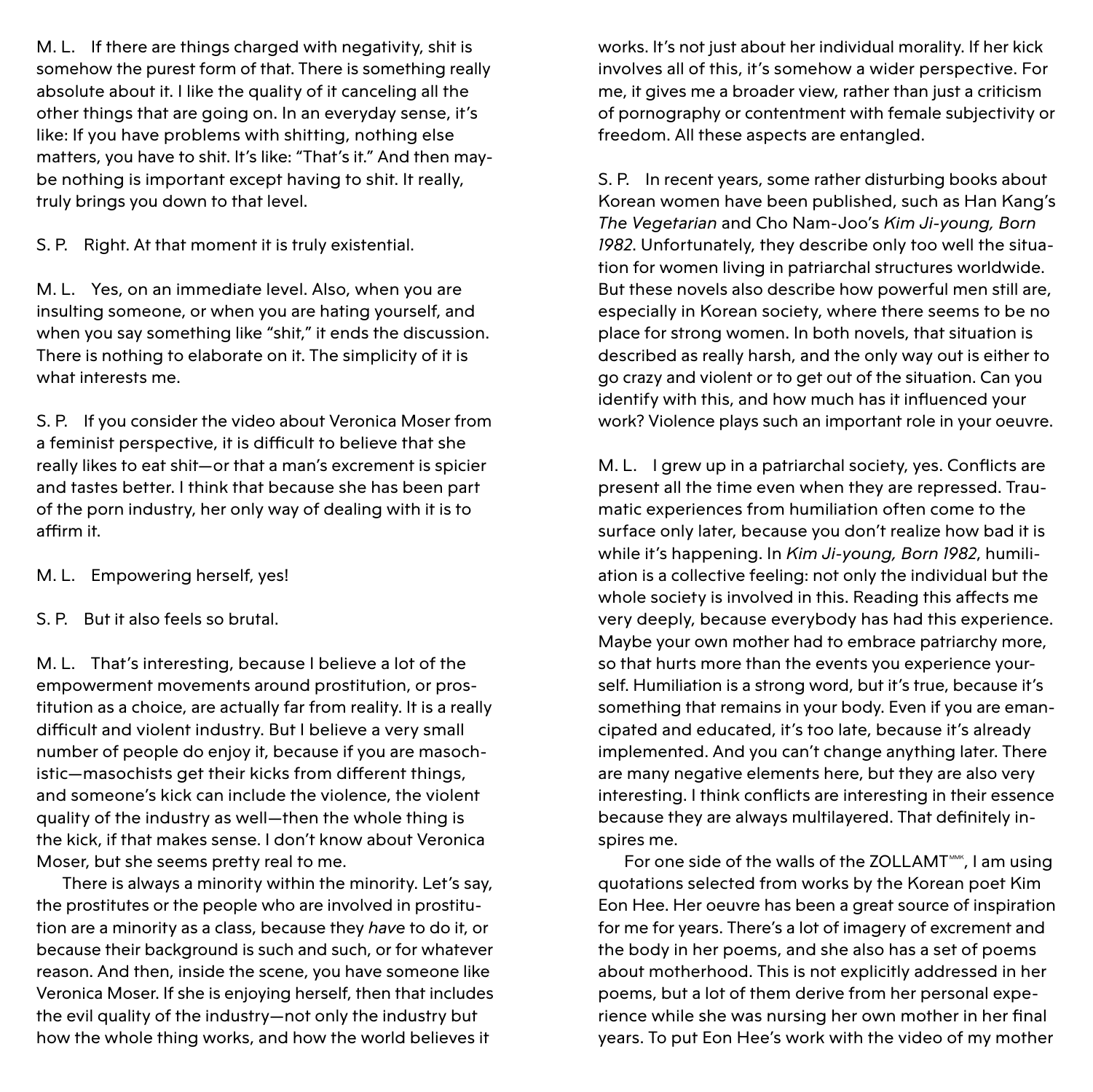M. L. If there are things charged with negativity, shit is somehow the purest form of that. There is something really absolute about it. I like the quality of it canceling all the other things that are going on. In an everyday sense, it's like: If you have problems with shitting, nothing else matters, you have to shit. It's like: "That's it." And then maybe nothing is important except having to shit. It really, truly brings you down to that level.

S. P. Right. At that moment it is truly existential.

M. L. Yes, on an immediate level. Also, when you are insulting someone, or when you are hating yourself, and when you say something like "shit," it ends the discussion. There is nothing to elaborate on it. The simplicity of it is what interests me.

S. P. If you consider the video about Veronica Moser from a feminist perspective, it is difficult to believe that she really likes to eat shit—or that a man's excrement is spicier and tastes better. I think that because she has been part of the porn industry, her only way of dealing with it is to affirm it.

M. L. Empowering herself, yes!

S. P. But it also feels so brutal.

M. L. That's interesting, because I believe a lot of the empowerment movements around prostitution, or prostitution as a choice, are actually far from reality. It is a really difficult and violent industry. But I believe a very small number of people do enjoy it, because if you are masochistic—masochists get their kicks from different things, and someone's kick can include the violence, the violent quality of the industry as well—then the whole thing is the kick, if that makes sense. I don't know about Veronica Moser, but she seems pretty real to me.

There is always a minority within the minority. Let's say, the prostitutes or the people who are involved in prostitution are a minority as a class, because they *have* to do it, or because their background is such and such, or for whatever reason. And then, inside the scene, you have someone like Veronica Moser. If she is enjoying herself, then that includes the evil quality of the industry—not only the industry but how the whole thing works, and how the world believes it works. It's not just about her individual morality. If her kick involves all of this, it's somehow a wider perspective. For me, it gives me a broader view, rather than just a criticism of pornography or contentment with female subjectivity or freedom. All these aspects are entangled.

S. P. In recent years, some rather disturbing books about Korean women have been published, such as Han Kang's *The Vegetarian* and Cho Nam-Joo's *Kim Ji-young, Born 1982*. Unfortunately, they describe only too well the situation for women living in patriarchal structures worldwide. But these novels also describe how powerful men still are, especially in Korean society, where there seems to be no place for strong women. In both novels, that situation is described as really harsh, and the only way out is either to go crazy and violent or to get out of the situation. Can you identify with this, and how much has it influenced your work? Violence plays such an important role in your oeuvre.

M. L. I grew up in a patriarchal society, yes. Conflicts are present all the time even when they are repressed. Traumatic experiences from humiliation often come to the surface only later, because you don't realize how bad it is while it's happening. In *Kim Ji-young, Born 1982*, humiliation is a collective feeling: not only the individual but the whole society is involved in this. Reading this affects me very deeply, because everybody has had this experience. Maybe your own mother had to embrace patriarchy more, so that hurts more than the events you experience yourself. Humiliation is a strong word, but it's true, because it's something that remains in your body. Even if you are emancipated and educated, it's too late, because it's already implemented. And you can't change anything later. There are many negative elements here, but they are also very interesting. I think conflicts are interesting in their essence because they are always multilayered. That definitely inspires me.

For one side of the walls of the ZOLLAMT[MMK], I am using quotations selected from works by the Korean poet Kim Eon Hee. Her oeuvre has been a great source of inspiration for me for years. There's a lot of imagery of excrement and the body in her poems, and she also has a set of poems about motherhood. This is not explicitly addressed in her poems, but a lot of them derive from her personal experience while she was nursing her own mother in her final years. To put Eon Hee's work with the video of my mother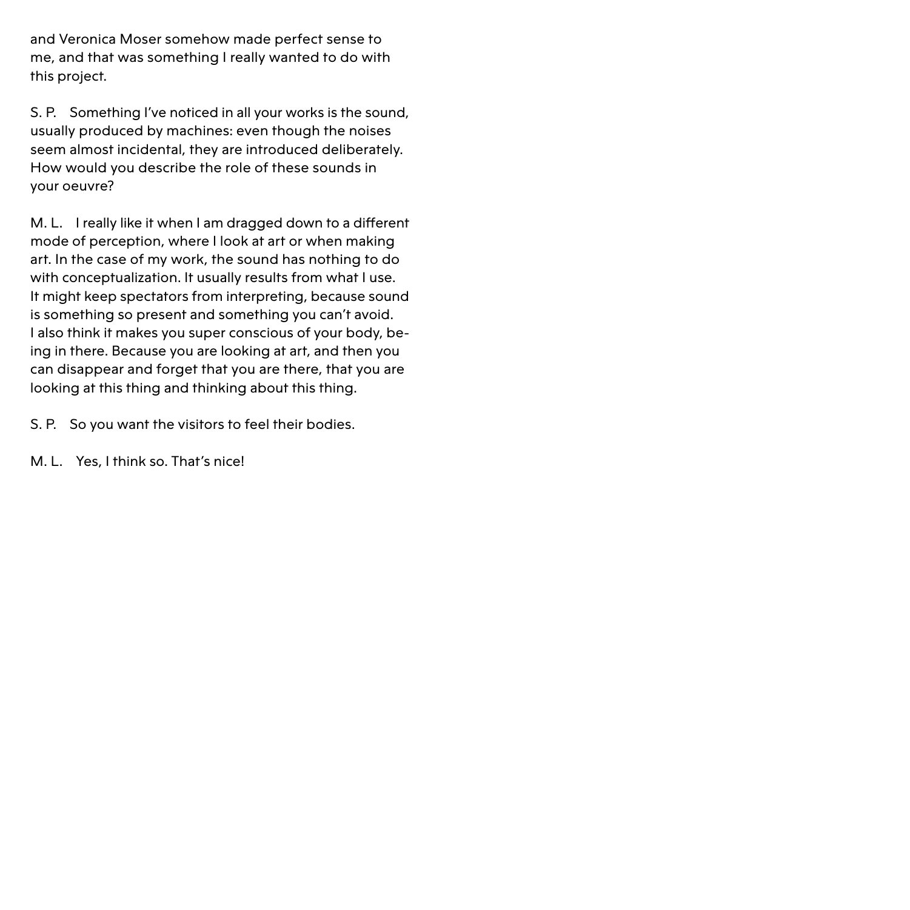and Veronica Moser somehow made perfect sense to me, and that was something I really wanted to do with this project.

S. P. Something I've noticed in all your works is the sound, usually produced by machines: even though the noises seem almost incidental, they are introduced deliberately. How would you describe the role of these sounds in your oeuvre?

M. L. I really like it when I am dragged down to a different mode of perception, where I look at art or when making art. In the case of my work, the sound has nothing to do with conceptualization. It usually results from what I use. It might keep spectators from interpreting, because sound is something so present and something you can't avoid. I also think it makes you super conscious of your body, being in there. Because you are looking at art, and then you can disappear and forget that you are there, that you are looking at this thing and thinking about this thing.

S. P. So you want the visitors to feel their bodies.

M. L. Yes, I think so. That's nice!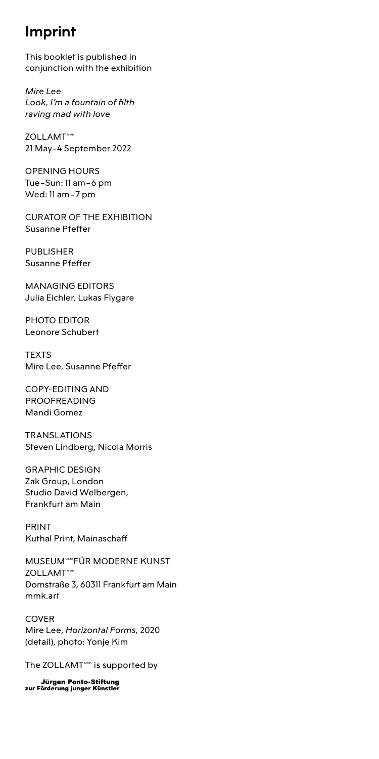# Imprint

This booklet is published in conjunction with the exhibition

*Mire Lee*
*Look, I'm a fountain of filth raving mad with love*

ZOLLAMT[MMK]
21 May–4 September 2022

OPENING HOURS
Tue–Sun: 11 am–6 pm
Wed: 11 am–7 pm

CURATOR OF THE EXHIBITION
Susanne Pfeffer

PUBLISHER
Susanne Pfeffer

MANAGING EDITORS
Julia Eichler, Lukas Flygare

PHOTO EDITOR
Leonore Schubert

TEXTS
Mire Lee, Susanne Pfeffer

COPY-EDITING AND PROOFREADING
Mandi Gomez

TRANSLATIONS
Steven Lindberg, Nicola Morris

GRAPHIC DESIGN
Zak Group, London
Studio David Welbergen, Frankfurt am Main

PRINT
Kuthal Print, Mainaschaff

MUSEUM[MMK] FÜR MODERNE KUNST
ZOLLAMT[MMK]
Domstraße 3, 60311 Frankfurt am Main
mmk.art

COVER
Mire Lee, *Horizontal Forms*, 2020 (detail), photo: Yonje Kim

The ZOLLAMT[MMK] is supported by

**Jürgen Ponto-Stiftung zur Förderung junger Künstler**